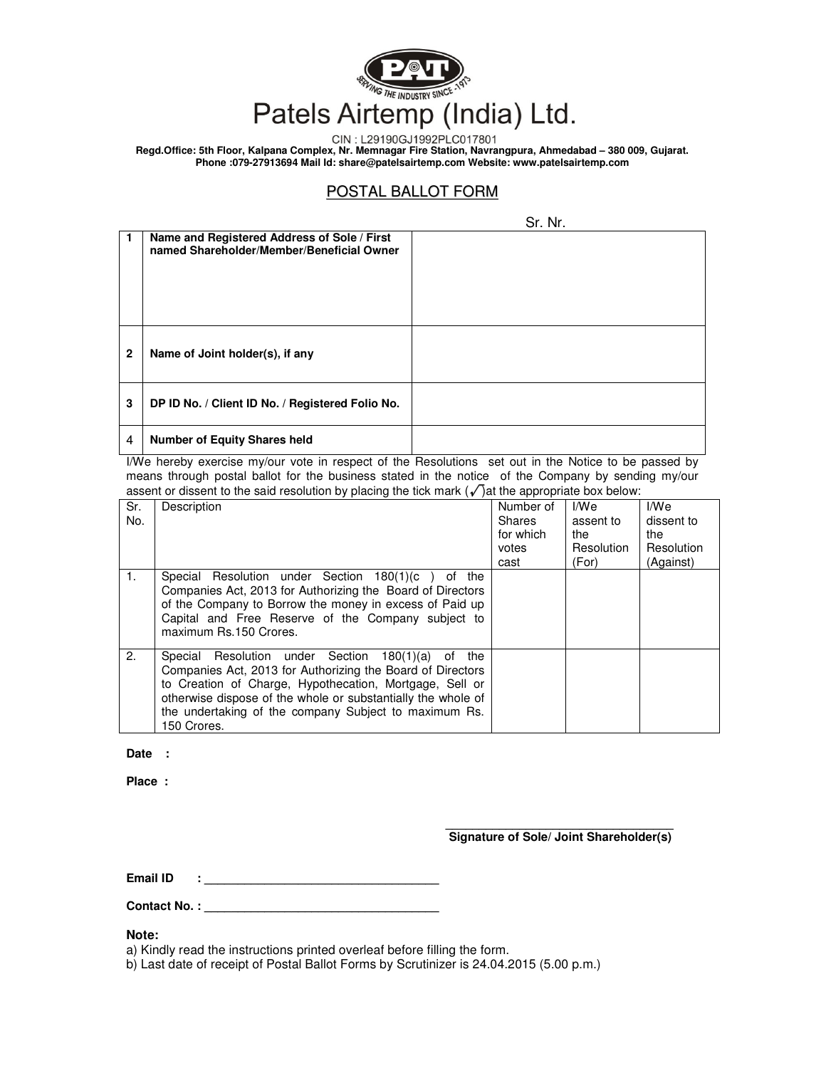Patels Airtemp (India) Ltd.

CIN : L29190GJ1992PLC017801

**Regd.Office: 5th Floor, Kalpana Complex, Nr. Memnagar Fire Station, Navrangpura, Ahmedabad – 380 009, Gujarat.**
**Phone :079-27913694 Mail Id: share@patelsairtemp.com Website: www.patelsairtemp.com**

## POSTAL BALLOT FORM

Sr. Nr.

| | | |
|---|---|---|
| 1 | **Name and Registered Address of Sole / First named Shareholder/Member/Beneficial Owner** | |
| 2 | **Name of Joint holder(s), if any** | |
| 3 | **DP ID No. / Client ID No. / Registered Folio No.** | |
| 4 | **Number of Equity Shares held** | |

I/We hereby exercise my/our vote in respect of the Resolutions set out in the Notice to be passed by means through postal ballot for the business stated in the notice of the Company by sending my/our assent or dissent to the said resolution by placing the tick mark (✓)at the appropriate box below:

| Sr. No. | Description | Number of Shares for which votes cast | I/We assent to the Resolution (For) | I/We dissent to the Resolution (Against) |
|---|---|---|---|---|
| 1. | Special Resolution under Section 180(1)(c ) of the Companies Act, 2013 for Authorizing the Board of Directors of the Company to Borrow the money in excess of Paid up Capital and Free Reserve of the Company subject to maximum Rs.150 Crores. | | | |
| 2. | Special Resolution under Section 180(1)(a) of the Companies Act, 2013 for Authorizing the Board of Directors to Creation of Charge, Hypothecation, Mortgage, Sell or otherwise dispose of the whole or substantially the whole of the undertaking of the company Subject to maximum Rs. 150 Crores. | | | |

**Date :**

**Place :**

\_\_\_\_\_\_\_\_\_\_\_\_\_\_\_\_\_\_\_\_\_\_\_\_\_\_\_\_\_\_\_\_\_\_\_\_
**Signature of Sole/ Joint Shareholder(s)**

**Email ID : \_\_\_\_\_\_\_\_\_\_\_\_\_\_\_\_\_\_\_\_\_\_\_\_\_\_\_\_\_\_\_\_\_\_\_\_**

**Contact No. : \_\_\_\_\_\_\_\_\_\_\_\_\_\_\_\_\_\_\_\_\_\_\_\_\_\_\_\_\_\_\_\_\_\_\_\_**

**Note:**

a) Kindly read the instructions printed overleaf before filling the form.
b) Last date of receipt of Postal Ballot Forms by Scrutinizer is 24.04.2015 (5.00 p.m.)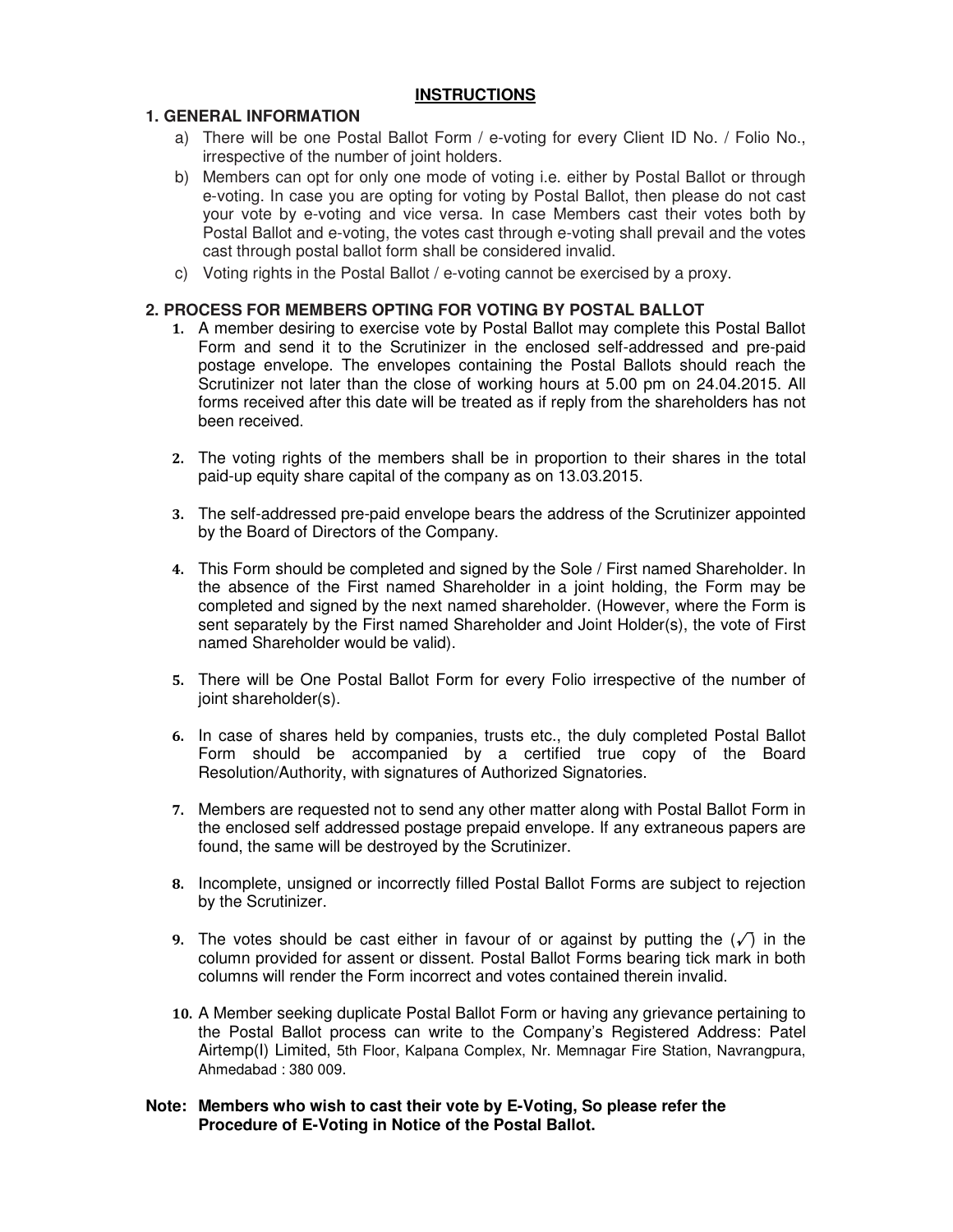# INSTRUCTIONS

## 1. GENERAL INFORMATION

a) There will be one Postal Ballot Form / e-voting for every Client ID No. / Folio No., irrespective of the number of joint holders.

b) Members can opt for only one mode of voting i.e. either by Postal Ballot or through e-voting. In case you are opting for voting by Postal Ballot, then please do not cast your vote by e-voting and vice versa. In case Members cast their votes both by Postal Ballot and e-voting, the votes cast through e-voting shall prevail and the votes cast through postal ballot form shall be considered invalid.

c) Voting rights in the Postal Ballot / e-voting cannot be exercised by a proxy.

## 2. PROCESS FOR MEMBERS OPTING FOR VOTING BY POSTAL BALLOT

1. A member desiring to exercise vote by Postal Ballot may complete this Postal Ballot Form and send it to the Scrutinizer in the enclosed self-addressed and pre-paid postage envelope. The envelopes containing the Postal Ballots should reach the Scrutinizer not later than the close of working hours at 5.00 pm on 24.04.2015. All forms received after this date will be treated as if reply from the shareholders has not been received.

2. The voting rights of the members shall be in proportion to their shares in the total paid-up equity share capital of the company as on 13.03.2015.

3. The self-addressed pre-paid envelope bears the address of the Scrutinizer appointed by the Board of Directors of the Company.

4. This Form should be completed and signed by the Sole / First named Shareholder. In the absence of the First named Shareholder in a joint holding, the Form may be completed and signed by the next named shareholder. (However, where the Form is sent separately by the First named Shareholder and Joint Holder(s), the vote of First named Shareholder would be valid).

5. There will be One Postal Ballot Form for every Folio irrespective of the number of joint shareholder(s).

6. In case of shares held by companies, trusts etc., the duly completed Postal Ballot Form should be accompanied by a certified true copy of the Board Resolution/Authority, with signatures of Authorized Signatories.

7. Members are requested not to send any other matter along with Postal Ballot Form in the enclosed self addressed postage prepaid envelope. If any extraneous papers are found, the same will be destroyed by the Scrutinizer.

8. Incomplete, unsigned or incorrectly filled Postal Ballot Forms are subject to rejection by the Scrutinizer.

9. The votes should be cast either in favour of or against by putting the (✓) in the column provided for assent or dissent. Postal Ballot Forms bearing tick mark in both columns will render the Form incorrect and votes contained therein invalid.

10. A Member seeking duplicate Postal Ballot Form or having any grievance pertaining to the Postal Ballot process can write to the Company's Registered Address: Patel Airtemp(I) Limited, 5th Floor, Kalpana Complex, Nr. Memnagar Fire Station, Navrangpura, Ahmedabad : 380 009.

**Note: Members who wish to cast their vote by E-Voting, So please refer the Procedure of E-Voting in Notice of the Postal Ballot.**